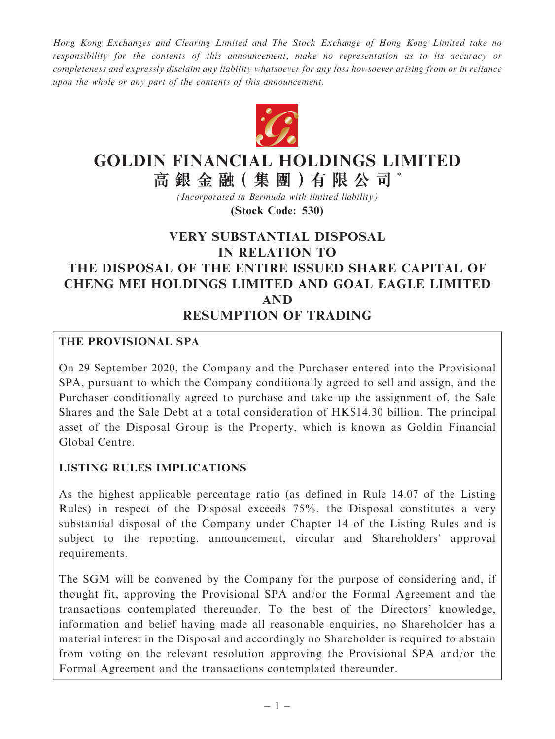*Hong Kong Exchanges and Clearing Limited and The Stock Exchange of Hong Kong Limited take no responsibility for the contents of this announcement, make no representation as to its accuracy or completeness and expressly disclaim any liability whatsoever for any loss howsoever arising from or in reliance upon the whole or any part of the contents of this announcement.*

# GOLDIN FINANCIAL HOLDINGS LIMITED

# 高銀金融(集團)有限公司*

*(Incorporated in Bermuda with limited liability)*

**(Stock Code: 530)**

## VERY SUBSTANTIAL DISPOSAL IN RELATION TO THE DISPOSAL OF THE ENTIRE ISSUED SHARE CAPITAL OF CHENG MEI HOLDINGS LIMITED AND GOAL EAGLE LIMITED AND RESUMPTION OF TRADING

### THE PROVISIONAL SPA

On 29 September 2020, the Company and the Purchaser entered into the Provisional SPA, pursuant to which the Company conditionally agreed to sell and assign, and the Purchaser conditionally agreed to purchase and take up the assignment of, the Sale Shares and the Sale Debt at a total consideration of HK$14.30 billion. The principal asset of the Disposal Group is the Property, which is known as Goldin Financial Global Centre.

### LISTING RULES IMPLICATIONS

As the highest applicable percentage ratio (as defined in Rule 14.07 of the Listing Rules) in respect of the Disposal exceeds 75%, the Disposal constitutes a very substantial disposal of the Company under Chapter 14 of the Listing Rules and is subject to the reporting, announcement, circular and Shareholders' approval requirements.

The SGM will be convened by the Company for the purpose of considering and, if thought fit, approving the Provisional SPA and/or the Formal Agreement and the transactions contemplated thereunder. To the best of the Directors' knowledge, information and belief having made all reasonable enquiries, no Shareholder has a material interest in the Disposal and accordingly no Shareholder is required to abstain from voting on the relevant resolution approving the Provisional SPA and/or the Formal Agreement and the transactions contemplated thereunder.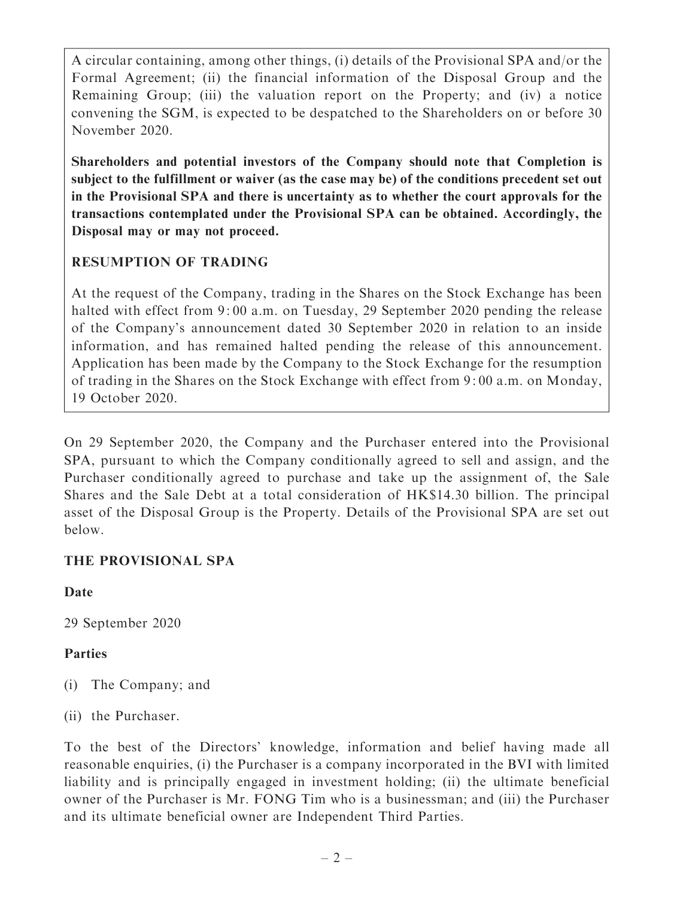A circular containing, among other things, (i) details of the Provisional SPA and/or the Formal Agreement; (ii) the financial information of the Disposal Group and the Remaining Group; (iii) the valuation report on the Property; and (iv) a notice convening the SGM, is expected to be despatched to the Shareholders on or before 30 November 2020.

**Shareholders and potential investors of the Company should note that Completion is subject to the fulfillment or waiver (as the case may be) of the conditions precedent set out in the Provisional SPA and there is uncertainty as to whether the court approvals for the transactions contemplated under the Provisional SPA can be obtained. Accordingly, the Disposal may or may not proceed.**

**RESUMPTION OF TRADING**

At the request of the Company, trading in the Shares on the Stock Exchange has been halted with effect from 9:00 a.m. on Tuesday, 29 September 2020 pending the release of the Company's announcement dated 30 September 2020 in relation to an inside information, and has remained halted pending the release of this announcement. Application has been made by the Company to the Stock Exchange for the resumption of trading in the Shares on the Stock Exchange with effect from 9:00 a.m. on Monday, 19 October 2020.

On 29 September 2020, the Company and the Purchaser entered into the Provisional SPA, pursuant to which the Company conditionally agreed to sell and assign, and the Purchaser conditionally agreed to purchase and take up the assignment of, the Sale Shares and the Sale Debt at a total consideration of HK$14.30 billion. The principal asset of the Disposal Group is the Property. Details of the Provisional SPA are set out below.

## THE PROVISIONAL SPA

**Date**

29 September 2020

**Parties**

(i) The Company; and

(ii) the Purchaser.

To the best of the Directors' knowledge, information and belief having made all reasonable enquiries, (i) the Purchaser is a company incorporated in the BVI with limited liability and is principally engaged in investment holding; (ii) the ultimate beneficial owner of the Purchaser is Mr. FONG Tim who is a businessman; and (iii) the Purchaser and its ultimate beneficial owner are Independent Third Parties.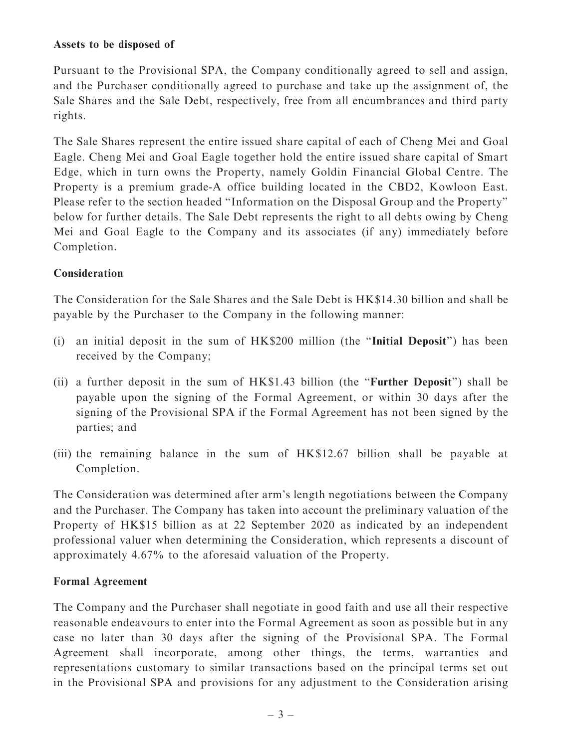**Assets to be disposed of**

Pursuant to the Provisional SPA, the Company conditionally agreed to sell and assign, and the Purchaser conditionally agreed to purchase and take up the assignment of, the Sale Shares and the Sale Debt, respectively, free from all encumbrances and third party rights.

The Sale Shares represent the entire issued share capital of each of Cheng Mei and Goal Eagle. Cheng Mei and Goal Eagle together hold the entire issued share capital of Smart Edge, which in turn owns the Property, namely Goldin Financial Global Centre. The Property is a premium grade-A office building located in the CBD2, Kowloon East. Please refer to the section headed "Information on the Disposal Group and the Property" below for further details. The Sale Debt represents the right to all debts owing by Cheng Mei and Goal Eagle to the Company and its associates (if any) immediately before Completion.

**Consideration**

The Consideration for the Sale Shares and the Sale Debt is HK$14.30 billion and shall be payable by the Purchaser to the Company in the following manner:

(i) an initial deposit in the sum of HK$200 million (the "**Initial Deposit**") has been received by the Company;

(ii) a further deposit in the sum of HK$1.43 billion (the "**Further Deposit**") shall be payable upon the signing of the Formal Agreement, or within 30 days after the signing of the Provisional SPA if the Formal Agreement has not been signed by the parties; and

(iii) the remaining balance in the sum of HK$12.67 billion shall be payable at Completion.

The Consideration was determined after arm's length negotiations between the Company and the Purchaser. The Company has taken into account the preliminary valuation of the Property of HK$15 billion as at 22 September 2020 as indicated by an independent professional valuer when determining the Consideration, which represents a discount of approximately 4.67% to the aforesaid valuation of the Property.

**Formal Agreement**

The Company and the Purchaser shall negotiate in good faith and use all their respective reasonable endeavours to enter into the Formal Agreement as soon as possible but in any case no later than 30 days after the signing of the Provisional SPA. The Formal Agreement shall incorporate, among other things, the terms, warranties and representations customary to similar transactions based on the principal terms set out in the Provisional SPA and provisions for any adjustment to the Consideration arising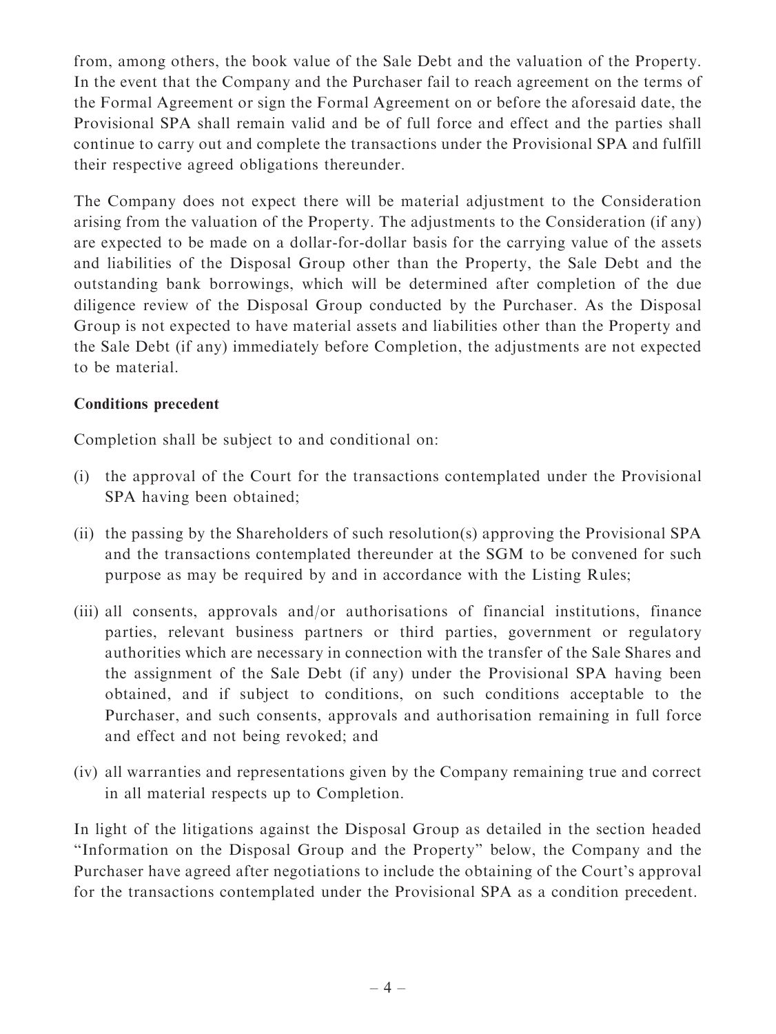from, among others, the book value of the Sale Debt and the valuation of the Property. In the event that the Company and the Purchaser fail to reach agreement on the terms of the Formal Agreement or sign the Formal Agreement on or before the aforesaid date, the Provisional SPA shall remain valid and be of full force and effect and the parties shall continue to carry out and complete the transactions under the Provisional SPA and fulfill their respective agreed obligations thereunder.

The Company does not expect there will be material adjustment to the Consideration arising from the valuation of the Property. The adjustments to the Consideration (if any) are expected to be made on a dollar-for-dollar basis for the carrying value of the assets and liabilities of the Disposal Group other than the Property, the Sale Debt and the outstanding bank borrowings, which will be determined after completion of the due diligence review of the Disposal Group conducted by the Purchaser. As the Disposal Group is not expected to have material assets and liabilities other than the Property and the Sale Debt (if any) immediately before Completion, the adjustments are not expected to be material.

**Conditions precedent**

Completion shall be subject to and conditional on:

(i) the approval of the Court for the transactions contemplated under the Provisional SPA having been obtained;

(ii) the passing by the Shareholders of such resolution(s) approving the Provisional SPA and the transactions contemplated thereunder at the SGM to be convened for such purpose as may be required by and in accordance with the Listing Rules;

(iii) all consents, approvals and/or authorisations of financial institutions, finance parties, relevant business partners or third parties, government or regulatory authorities which are necessary in connection with the transfer of the Sale Shares and the assignment of the Sale Debt (if any) under the Provisional SPA having been obtained, and if subject to conditions, on such conditions acceptable to the Purchaser, and such consents, approvals and authorisation remaining in full force and effect and not being revoked; and

(iv) all warranties and representations given by the Company remaining true and correct in all material respects up to Completion.

In light of the litigations against the Disposal Group as detailed in the section headed "Information on the Disposal Group and the Property" below, the Company and the Purchaser have agreed after negotiations to include the obtaining of the Court's approval for the transactions contemplated under the Provisional SPA as a condition precedent.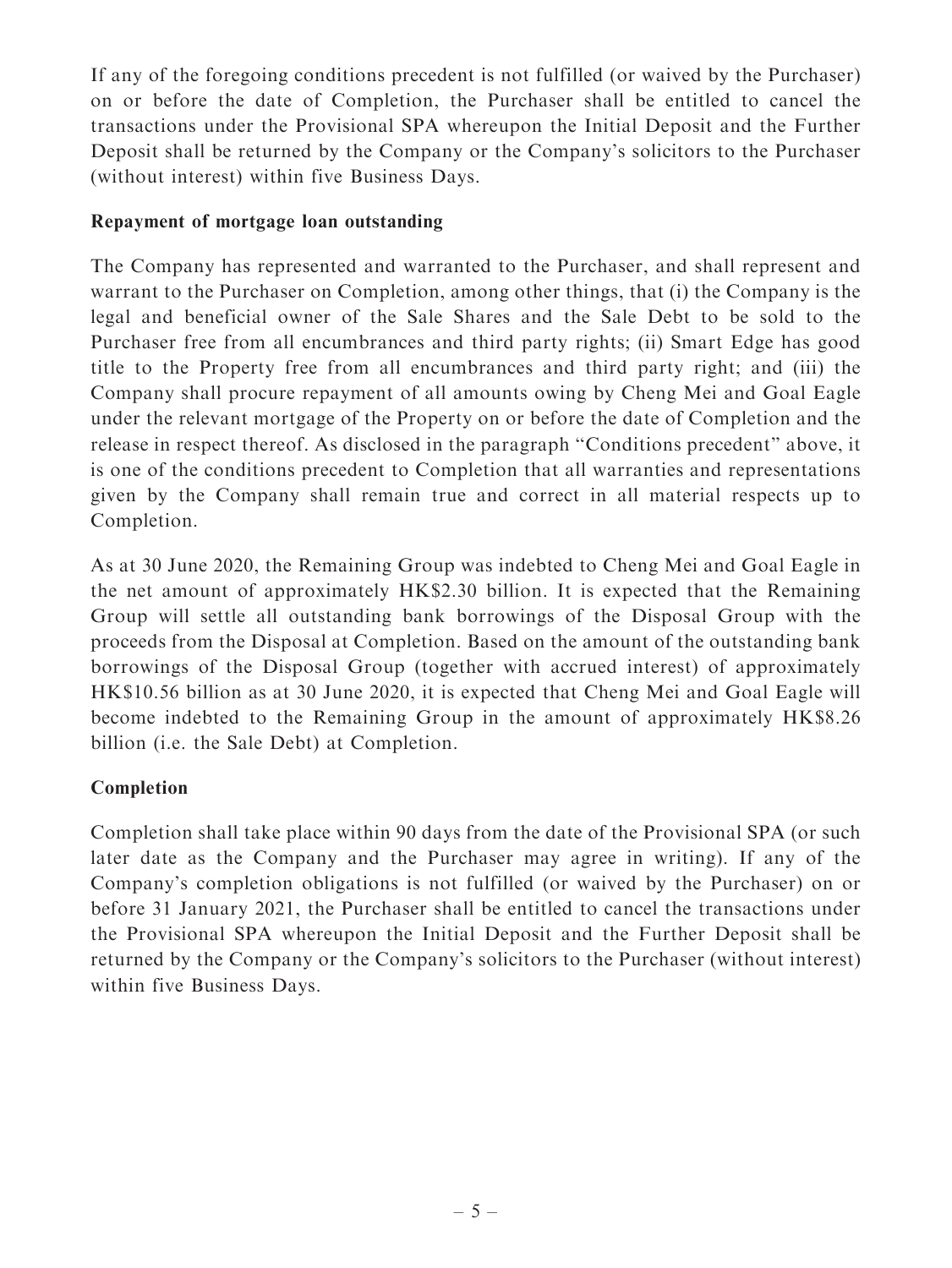If any of the foregoing conditions precedent is not fulfilled (or waived by the Purchaser) on or before the date of Completion, the Purchaser shall be entitled to cancel the transactions under the Provisional SPA whereupon the Initial Deposit and the Further Deposit shall be returned by the Company or the Company's solicitors to the Purchaser (without interest) within five Business Days.

**Repayment of mortgage loan outstanding**

The Company has represented and warranted to the Purchaser, and shall represent and warrant to the Purchaser on Completion, among other things, that (i) the Company is the legal and beneficial owner of the Sale Shares and the Sale Debt to be sold to the Purchaser free from all encumbrances and third party rights; (ii) Smart Edge has good title to the Property free from all encumbrances and third party right; and (iii) the Company shall procure repayment of all amounts owing by Cheng Mei and Goal Eagle under the relevant mortgage of the Property on or before the date of Completion and the release in respect thereof. As disclosed in the paragraph "Conditions precedent" above, it is one of the conditions precedent to Completion that all warranties and representations given by the Company shall remain true and correct in all material respects up to Completion.

As at 30 June 2020, the Remaining Group was indebted to Cheng Mei and Goal Eagle in the net amount of approximately HK$2.30 billion. It is expected that the Remaining Group will settle all outstanding bank borrowings of the Disposal Group with the proceeds from the Disposal at Completion. Based on the amount of the outstanding bank borrowings of the Disposal Group (together with accrued interest) of approximately HK$10.56 billion as at 30 June 2020, it is expected that Cheng Mei and Goal Eagle will become indebted to the Remaining Group in the amount of approximately HK$8.26 billion (i.e. the Sale Debt) at Completion.

**Completion**

Completion shall take place within 90 days from the date of the Provisional SPA (or such later date as the Company and the Purchaser may agree in writing). If any of the Company's completion obligations is not fulfilled (or waived by the Purchaser) on or before 31 January 2021, the Purchaser shall be entitled to cancel the transactions under the Provisional SPA whereupon the Initial Deposit and the Further Deposit shall be returned by the Company or the Company's solicitors to the Purchaser (without interest) within five Business Days.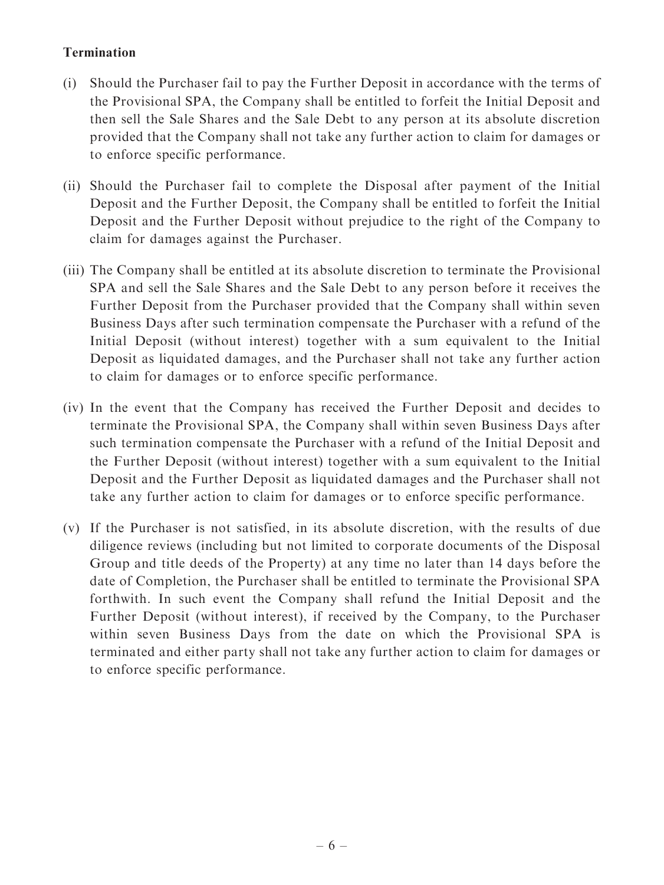**Termination**

(i) Should the Purchaser fail to pay the Further Deposit in accordance with the terms of the Provisional SPA, the Company shall be entitled to forfeit the Initial Deposit and then sell the Sale Shares and the Sale Debt to any person at its absolute discretion provided that the Company shall not take any further action to claim for damages or to enforce specific performance.

(ii) Should the Purchaser fail to complete the Disposal after payment of the Initial Deposit and the Further Deposit, the Company shall be entitled to forfeit the Initial Deposit and the Further Deposit without prejudice to the right of the Company to claim for damages against the Purchaser.

(iii) The Company shall be entitled at its absolute discretion to terminate the Provisional SPA and sell the Sale Shares and the Sale Debt to any person before it receives the Further Deposit from the Purchaser provided that the Company shall within seven Business Days after such termination compensate the Purchaser with a refund of the Initial Deposit (without interest) together with a sum equivalent to the Initial Deposit as liquidated damages, and the Purchaser shall not take any further action to claim for damages or to enforce specific performance.

(iv) In the event that the Company has received the Further Deposit and decides to terminate the Provisional SPA, the Company shall within seven Business Days after such termination compensate the Purchaser with a refund of the Initial Deposit and the Further Deposit (without interest) together with a sum equivalent to the Initial Deposit and the Further Deposit as liquidated damages and the Purchaser shall not take any further action to claim for damages or to enforce specific performance.

(v) If the Purchaser is not satisfied, in its absolute discretion, with the results of due diligence reviews (including but not limited to corporate documents of the Disposal Group and title deeds of the Property) at any time no later than 14 days before the date of Completion, the Purchaser shall be entitled to terminate the Provisional SPA forthwith. In such event the Company shall refund the Initial Deposit and the Further Deposit (without interest), if received by the Company, to the Purchaser within seven Business Days from the date on which the Provisional SPA is terminated and either party shall not take any further action to claim for damages or to enforce specific performance.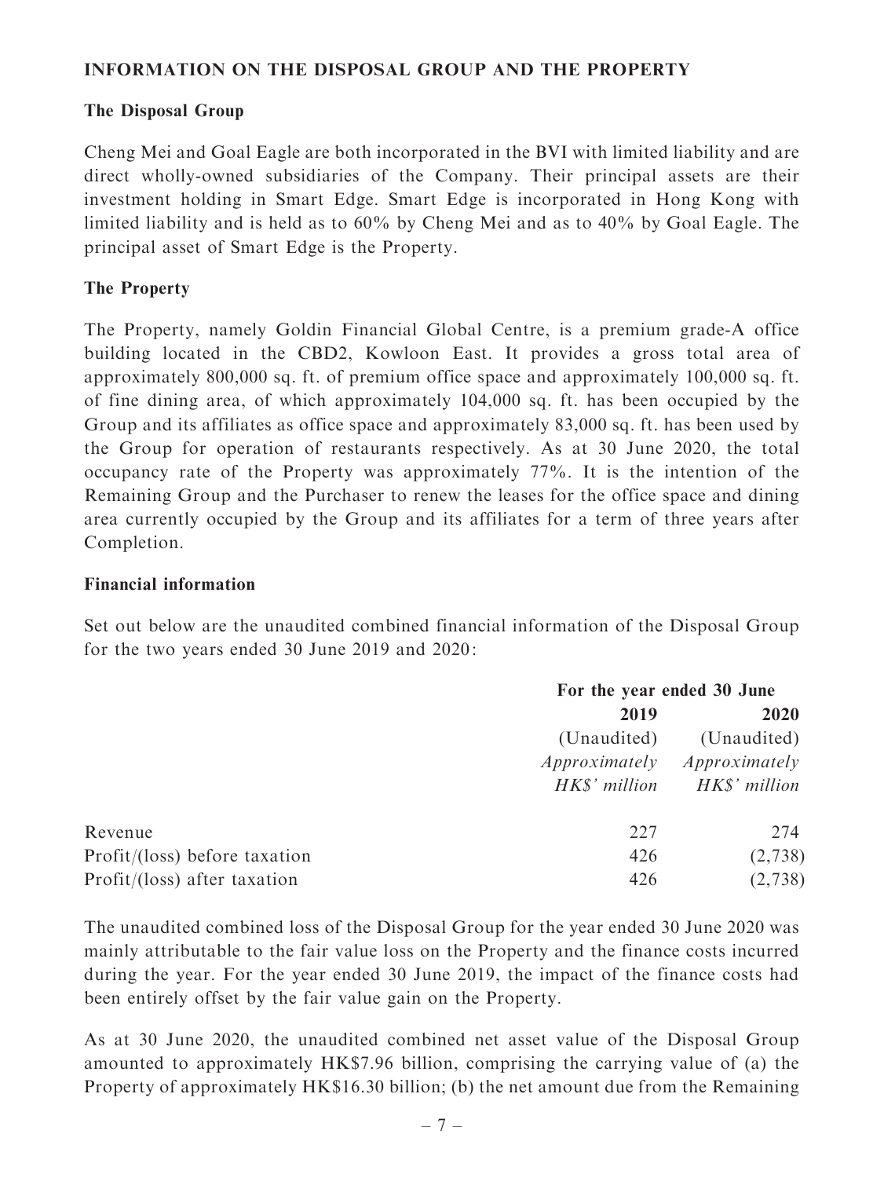## INFORMATION ON THE DISPOSAL GROUP AND THE PROPERTY

### The Disposal Group

Cheng Mei and Goal Eagle are both incorporated in the BVI with limited liability and are direct wholly-owned subsidiaries of the Company. Their principal assets are their investment holding in Smart Edge. Smart Edge is incorporated in Hong Kong with limited liability and is held as to 60% by Cheng Mei and as to 40% by Goal Eagle. The principal asset of Smart Edge is the Property.

### The Property

The Property, namely Goldin Financial Global Centre, is a premium grade-A office building located in the CBD2, Kowloon East. It provides a gross total area of approximately 800,000 sq. ft. of premium office space and approximately 100,000 sq. ft. of fine dining area, of which approximately 104,000 sq. ft. has been occupied by the Group and its affiliates as office space and approximately 83,000 sq. ft. has been used by the Group for operation of restaurants respectively. As at 30 June 2020, the total occupancy rate of the Property was approximately 77%. It is the intention of the Remaining Group and the Purchaser to renew the leases for the office space and dining area currently occupied by the Group and its affiliates for a term of three years after Completion.

### Financial information

Set out below are the unaudited combined financial information of the Disposal Group for the two years ended 30 June 2019 and 2020:

| | For the year ended 30 June | |
|---|---|---|
| | **2019** | **2020** |
| | (Unaudited) | (Unaudited) |
| | *Approximately* | *Approximately* |
| | *HK$' million* | *HK$' million* |
| Revenue | 227 | 274 |
| Profit/(loss) before taxation | 426 | (2,738) |
| Profit/(loss) after taxation | 426 | (2,738) |

The unaudited combined loss of the Disposal Group for the year ended 30 June 2020 was mainly attributable to the fair value loss on the Property and the finance costs incurred during the year. For the year ended 30 June 2019, the impact of the finance costs had been entirely offset by the fair value gain on the Property.

As at 30 June 2020, the unaudited combined net asset value of the Disposal Group amounted to approximately HK$7.96 billion, comprising the carrying value of (a) the Property of approximately HK$16.30 billion; (b) the net amount due from the Remaining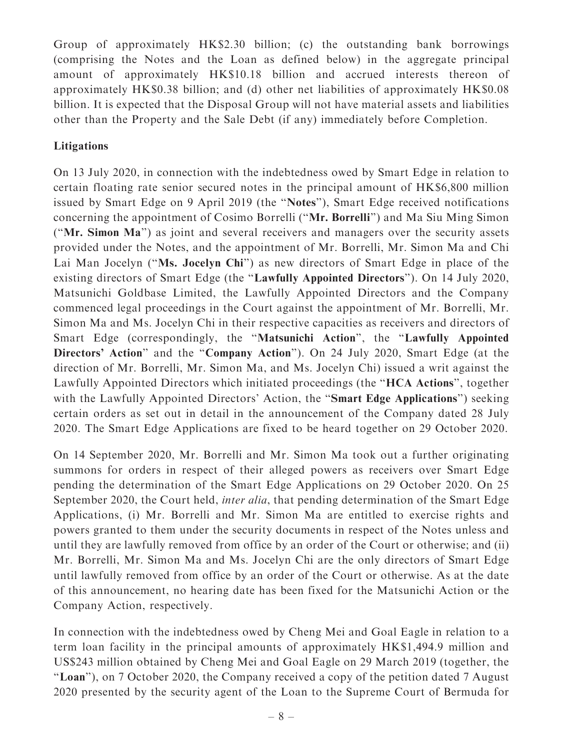Group of approximately HK$2.30 billion; (c) the outstanding bank borrowings (comprising the Notes and the Loan as defined below) in the aggregate principal amount of approximately HK$10.18 billion and accrued interests thereon of approximately HK$0.38 billion; and (d) other net liabilities of approximately HK$0.08 billion. It is expected that the Disposal Group will not have material assets and liabilities other than the Property and the Sale Debt (if any) immediately before Completion.

**Litigations**

On 13 July 2020, in connection with the indebtedness owed by Smart Edge in relation to certain floating rate senior secured notes in the principal amount of HK$6,800 million issued by Smart Edge on 9 April 2019 (the "**Notes**"), Smart Edge received notifications concerning the appointment of Cosimo Borrelli ("**Mr. Borrelli**") and Ma Siu Ming Simon ("**Mr. Simon Ma**") as joint and several receivers and managers over the security assets provided under the Notes, and the appointment of Mr. Borrelli, Mr. Simon Ma and Chi Lai Man Jocelyn ("**Ms. Jocelyn Chi**") as new directors of Smart Edge in place of the existing directors of Smart Edge (the "**Lawfully Appointed Directors**"). On 14 July 2020, Matsunichi Goldbase Limited, the Lawfully Appointed Directors and the Company commenced legal proceedings in the Court against the appointment of Mr. Borrelli, Mr. Simon Ma and Ms. Jocelyn Chi in their respective capacities as receivers and directors of Smart Edge (correspondingly, the "**Matsunichi Action**", the "**Lawfully Appointed Directors' Action**" and the "**Company Action**"). On 24 July 2020, Smart Edge (at the direction of Mr. Borrelli, Mr. Simon Ma, and Ms. Jocelyn Chi) issued a writ against the Lawfully Appointed Directors which initiated proceedings (the "**HCA Actions**", together with the Lawfully Appointed Directors' Action, the "**Smart Edge Applications**") seeking certain orders as set out in detail in the announcement of the Company dated 28 July 2020. The Smart Edge Applications are fixed to be heard together on 29 October 2020.

On 14 September 2020, Mr. Borrelli and Mr. Simon Ma took out a further originating summons for orders in respect of their alleged powers as receivers over Smart Edge pending the determination of the Smart Edge Applications on 29 October 2020. On 25 September 2020, the Court held, *inter alia*, that pending determination of the Smart Edge Applications, (i) Mr. Borrelli and Mr. Simon Ma are entitled to exercise rights and powers granted to them under the security documents in respect of the Notes unless and until they are lawfully removed from office by an order of the Court or otherwise; and (ii) Mr. Borrelli, Mr. Simon Ma and Ms. Jocelyn Chi are the only directors of Smart Edge until lawfully removed from office by an order of the Court or otherwise. As at the date of this announcement, no hearing date has been fixed for the Matsunichi Action or the Company Action, respectively.

In connection with the indebtedness owed by Cheng Mei and Goal Eagle in relation to a term loan facility in the principal amounts of approximately HK$1,494.9 million and US$243 million obtained by Cheng Mei and Goal Eagle on 29 March 2019 (together, the "**Loan**"), on 7 October 2020, the Company received a copy of the petition dated 7 August 2020 presented by the security agent of the Loan to the Supreme Court of Bermuda for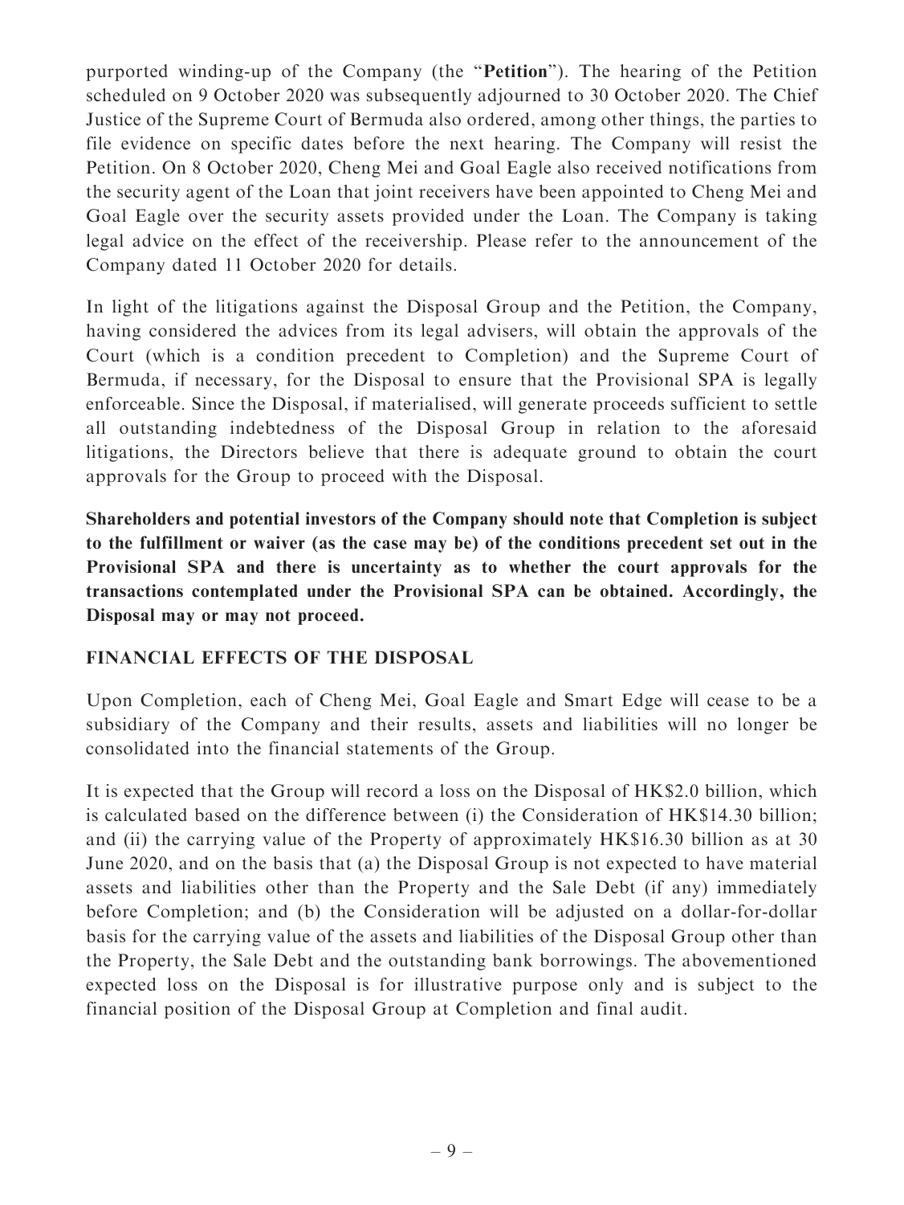purported winding-up of the Company (the "**Petition**"). The hearing of the Petition scheduled on 9 October 2020 was subsequently adjourned to 30 October 2020. The Chief Justice of the Supreme Court of Bermuda also ordered, among other things, the parties to file evidence on specific dates before the next hearing. The Company will resist the Petition. On 8 October 2020, Cheng Mei and Goal Eagle also received notifications from the security agent of the Loan that joint receivers have been appointed to Cheng Mei and Goal Eagle over the security assets provided under the Loan. The Company is taking legal advice on the effect of the receivership. Please refer to the announcement of the Company dated 11 October 2020 for details.

In light of the litigations against the Disposal Group and the Petition, the Company, having considered the advices from its legal advisers, will obtain the approvals of the Court (which is a condition precedent to Completion) and the Supreme Court of Bermuda, if necessary, for the Disposal to ensure that the Provisional SPA is legally enforceable. Since the Disposal, if materialised, will generate proceeds sufficient to settle all outstanding indebtedness of the Disposal Group in relation to the aforesaid litigations, the Directors believe that there is adequate ground to obtain the court approvals for the Group to proceed with the Disposal.

**Shareholders and potential investors of the Company should note that Completion is subject to the fulfillment or waiver (as the case may be) of the conditions precedent set out in the Provisional SPA and there is uncertainty as to whether the court approvals for the transactions contemplated under the Provisional SPA can be obtained. Accordingly, the Disposal may or may not proceed.**

## FINANCIAL EFFECTS OF THE DISPOSAL

Upon Completion, each of Cheng Mei, Goal Eagle and Smart Edge will cease to be a subsidiary of the Company and their results, assets and liabilities will no longer be consolidated into the financial statements of the Group.

It is expected that the Group will record a loss on the Disposal of HK$2.0 billion, which is calculated based on the difference between (i) the Consideration of HK$14.30 billion; and (ii) the carrying value of the Property of approximately HK$16.30 billion as at 30 June 2020, and on the basis that (a) the Disposal Group is not expected to have material assets and liabilities other than the Property and the Sale Debt (if any) immediately before Completion; and (b) the Consideration will be adjusted on a dollar-for-dollar basis for the carrying value of the assets and liabilities of the Disposal Group other than the Property, the Sale Debt and the outstanding bank borrowings. The abovementioned expected loss on the Disposal is for illustrative purpose only and is subject to the financial position of the Disposal Group at Completion and final audit.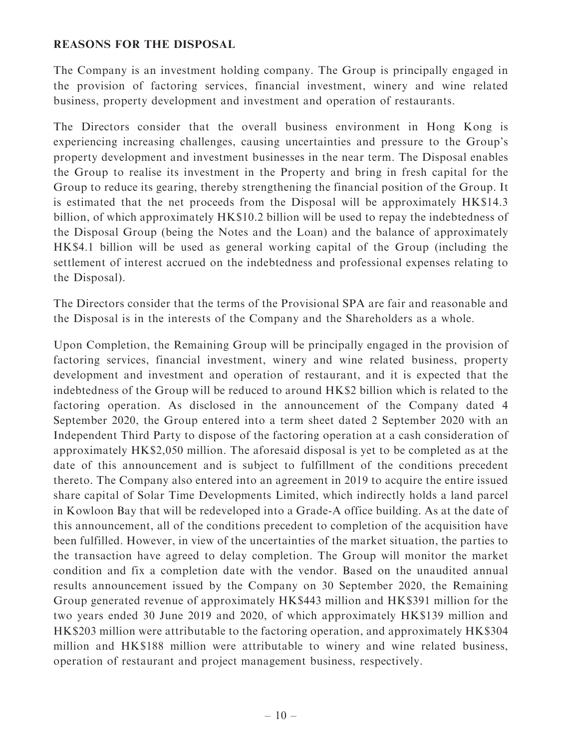## REASONS FOR THE DISPOSAL

The Company is an investment holding company. The Group is principally engaged in the provision of factoring services, financial investment, winery and wine related business, property development and investment and operation of restaurants.

The Directors consider that the overall business environment in Hong Kong is experiencing increasing challenges, causing uncertainties and pressure to the Group's property development and investment businesses in the near term. The Disposal enables the Group to realise its investment in the Property and bring in fresh capital for the Group to reduce its gearing, thereby strengthening the financial position of the Group. It is estimated that the net proceeds from the Disposal will be approximately HK$14.3 billion, of which approximately HK$10.2 billion will be used to repay the indebtedness of the Disposal Group (being the Notes and the Loan) and the balance of approximately HK$4.1 billion will be used as general working capital of the Group (including the settlement of interest accrued on the indebtedness and professional expenses relating to the Disposal).

The Directors consider that the terms of the Provisional SPA are fair and reasonable and the Disposal is in the interests of the Company and the Shareholders as a whole.

Upon Completion, the Remaining Group will be principally engaged in the provision of factoring services, financial investment, winery and wine related business, property development and investment and operation of restaurant, and it is expected that the indebtedness of the Group will be reduced to around HK$2 billion which is related to the factoring operation. As disclosed in the announcement of the Company dated 4 September 2020, the Group entered into a term sheet dated 2 September 2020 with an Independent Third Party to dispose of the factoring operation at a cash consideration of approximately HK$2,050 million. The aforesaid disposal is yet to be completed as at the date of this announcement and is subject to fulfillment of the conditions precedent thereto. The Company also entered into an agreement in 2019 to acquire the entire issued share capital of Solar Time Developments Limited, which indirectly holds a land parcel in Kowloon Bay that will be redeveloped into a Grade-A office building. As at the date of this announcement, all of the conditions precedent to completion of the acquisition have been fulfilled. However, in view of the uncertainties of the market situation, the parties to the transaction have agreed to delay completion. The Group will monitor the market condition and fix a completion date with the vendor. Based on the unaudited annual results announcement issued by the Company on 30 September 2020, the Remaining Group generated revenue of approximately HK$443 million and HK$391 million for the two years ended 30 June 2019 and 2020, of which approximately HK$139 million and HK$203 million were attributable to the factoring operation, and approximately HK$304 million and HK$188 million were attributable to winery and wine related business, operation of restaurant and project management business, respectively.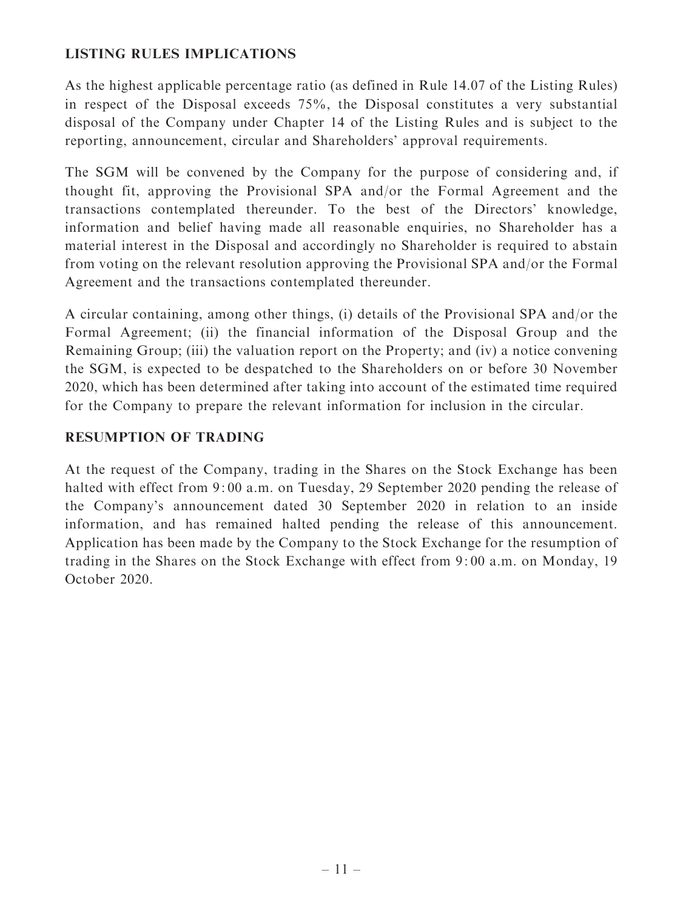## LISTING RULES IMPLICATIONS

As the highest applicable percentage ratio (as defined in Rule 14.07 of the Listing Rules) in respect of the Disposal exceeds 75%, the Disposal constitutes a very substantial disposal of the Company under Chapter 14 of the Listing Rules and is subject to the reporting, announcement, circular and Shareholders' approval requirements.

The SGM will be convened by the Company for the purpose of considering and, if thought fit, approving the Provisional SPA and/or the Formal Agreement and the transactions contemplated thereunder. To the best of the Directors' knowledge, information and belief having made all reasonable enquiries, no Shareholder has a material interest in the Disposal and accordingly no Shareholder is required to abstain from voting on the relevant resolution approving the Provisional SPA and/or the Formal Agreement and the transactions contemplated thereunder.

A circular containing, among other things, (i) details of the Provisional SPA and/or the Formal Agreement; (ii) the financial information of the Disposal Group and the Remaining Group; (iii) the valuation report on the Property; and (iv) a notice convening the SGM, is expected to be despatched to the Shareholders on or before 30 November 2020, which has been determined after taking into account of the estimated time required for the Company to prepare the relevant information for inclusion in the circular.

## RESUMPTION OF TRADING

At the request of the Company, trading in the Shares on the Stock Exchange has been halted with effect from 9:00 a.m. on Tuesday, 29 September 2020 pending the release of the Company's announcement dated 30 September 2020 in relation to an inside information, and has remained halted pending the release of this announcement. Application has been made by the Company to the Stock Exchange for the resumption of trading in the Shares on the Stock Exchange with effect from 9:00 a.m. on Monday, 19 October 2020.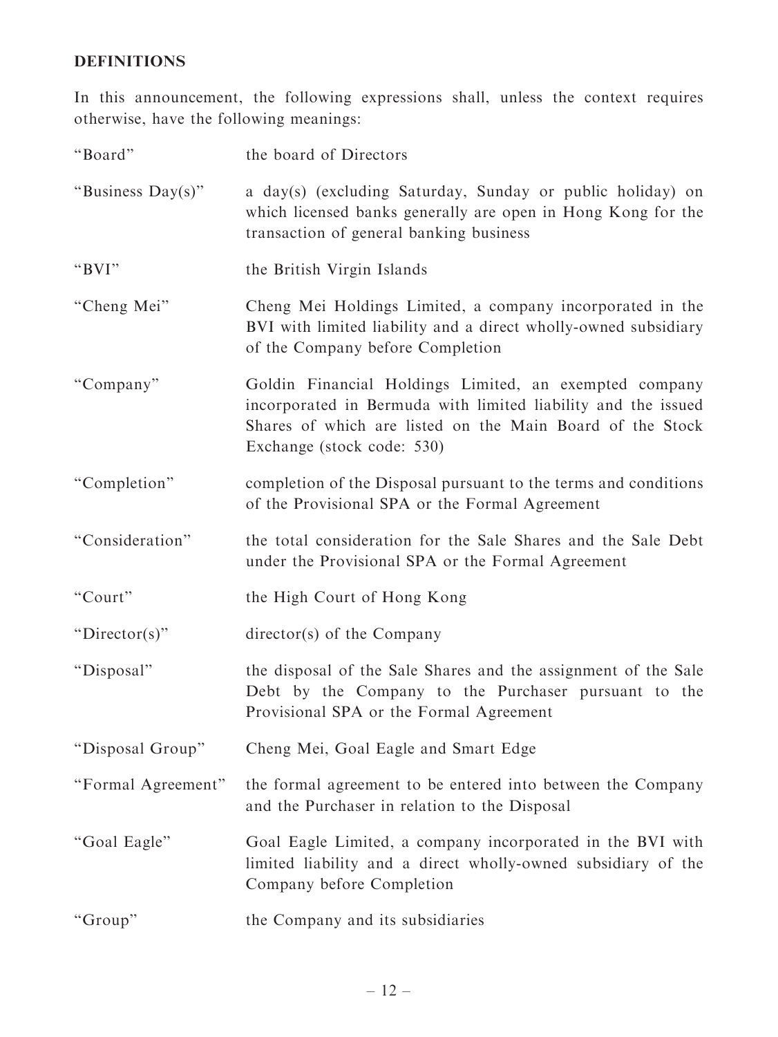## DEFINITIONS

In this announcement, the following expressions shall, unless the context requires otherwise, have the following meanings:

| | |
|---|---|
| "Board" | the board of Directors |
| "Business Day(s)" | a day(s) (excluding Saturday, Sunday or public holiday) on which licensed banks generally are open in Hong Kong for the transaction of general banking business |
| "BVI" | the British Virgin Islands |
| "Cheng Mei" | Cheng Mei Holdings Limited, a company incorporated in the BVI with limited liability and a direct wholly-owned subsidiary of the Company before Completion |
| "Company" | Goldin Financial Holdings Limited, an exempted company incorporated in Bermuda with limited liability and the issued Shares of which are listed on the Main Board of the Stock Exchange (stock code: 530) |
| "Completion" | completion of the Disposal pursuant to the terms and conditions of the Provisional SPA or the Formal Agreement |
| "Consideration" | the total consideration for the Sale Shares and the Sale Debt under the Provisional SPA or the Formal Agreement |
| "Court" | the High Court of Hong Kong |
| "Director(s)" | director(s) of the Company |
| "Disposal" | the disposal of the Sale Shares and the assignment of the Sale Debt by the Company to the Purchaser pursuant to the Provisional SPA or the Formal Agreement |
| "Disposal Group" | Cheng Mei, Goal Eagle and Smart Edge |
| "Formal Agreement" | the formal agreement to be entered into between the Company and the Purchaser in relation to the Disposal |
| "Goal Eagle" | Goal Eagle Limited, a company incorporated in the BVI with limited liability and a direct wholly-owned subsidiary of the Company before Completion |
| "Group" | the Company and its subsidiaries |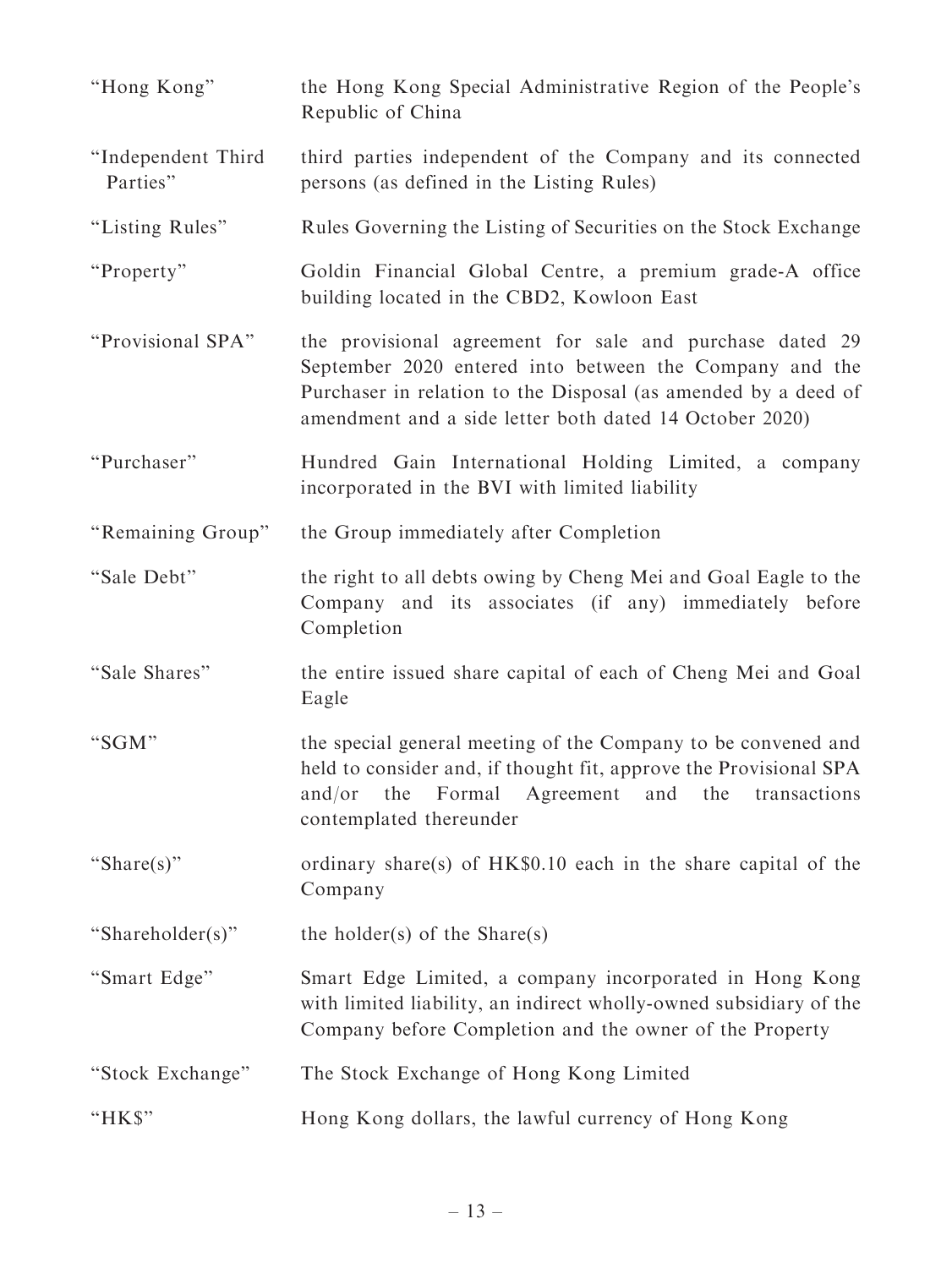| | |
|---|---|
| "Hong Kong" | the Hong Kong Special Administrative Region of the People's Republic of China |
| "Independent Third Parties" | third parties independent of the Company and its connected persons (as defined in the Listing Rules) |
| "Listing Rules" | Rules Governing the Listing of Securities on the Stock Exchange |
| "Property" | Goldin Financial Global Centre, a premium grade-A office building located in the CBD2, Kowloon East |
| "Provisional SPA" | the provisional agreement for sale and purchase dated 29 September 2020 entered into between the Company and the Purchaser in relation to the Disposal (as amended by a deed of amendment and a side letter both dated 14 October 2020) |
| "Purchaser" | Hundred Gain International Holding Limited, a company incorporated in the BVI with limited liability |
| "Remaining Group" | the Group immediately after Completion |
| "Sale Debt" | the right to all debts owing by Cheng Mei and Goal Eagle to the Company and its associates (if any) immediately before Completion |
| "Sale Shares" | the entire issued share capital of each of Cheng Mei and Goal Eagle |
| "SGM" | the special general meeting of the Company to be convened and held to consider and, if thought fit, approve the Provisional SPA and/or the Formal Agreement and the transactions contemplated thereunder |
| "Share(s)" | ordinary share(s) of HK$0.10 each in the share capital of the Company |
| "Shareholder(s)" | the holder(s) of the Share(s) |
| "Smart Edge" | Smart Edge Limited, a company incorporated in Hong Kong with limited liability, an indirect wholly-owned subsidiary of the Company before Completion and the owner of the Property |
| "Stock Exchange" | The Stock Exchange of Hong Kong Limited |
| "HK$" | Hong Kong dollars, the lawful currency of Hong Kong |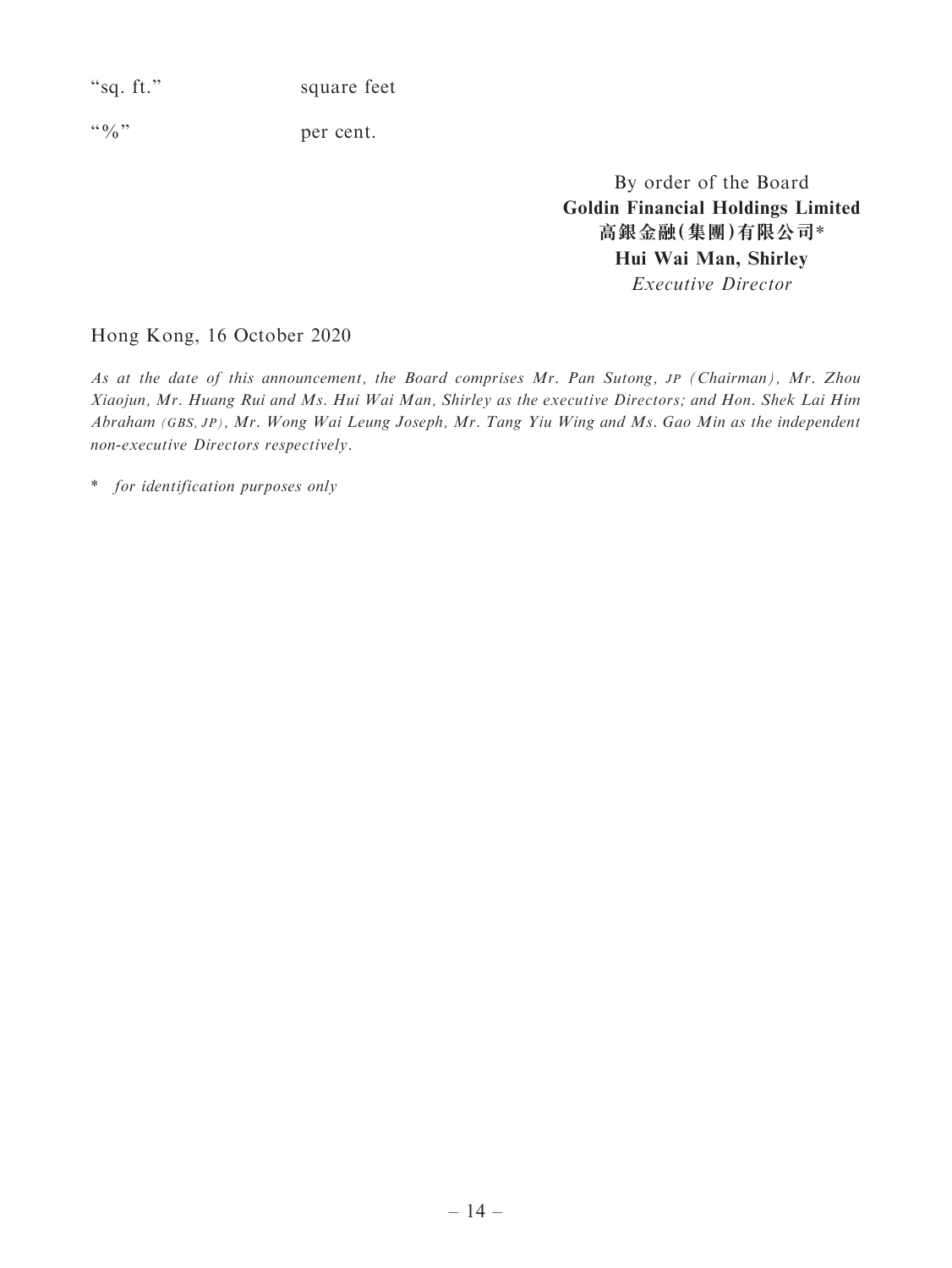| | |
|---|---|
| "sq. ft." | square feet |
| "%" | per cent. |

By order of the Board
**Goldin Financial Holdings Limited**
**高銀金融(集團)有限公司***
**Hui Wai Man, Shirley**
*Executive Director*

Hong Kong, 16 October 2020

*As at the date of this announcement, the Board comprises Mr. Pan Sutong, JP (Chairman), Mr. Zhou Xiaojun, Mr. Huang Rui and Ms. Hui Wai Man, Shirley as the executive Directors; and Hon. Shek Lai Him Abraham (GBS, JP), Mr. Wong Wai Leung Joseph, Mr. Tang Yiu Wing and Ms. Gao Min as the independent non-executive Directors respectively.*

\* *for identification purposes only*